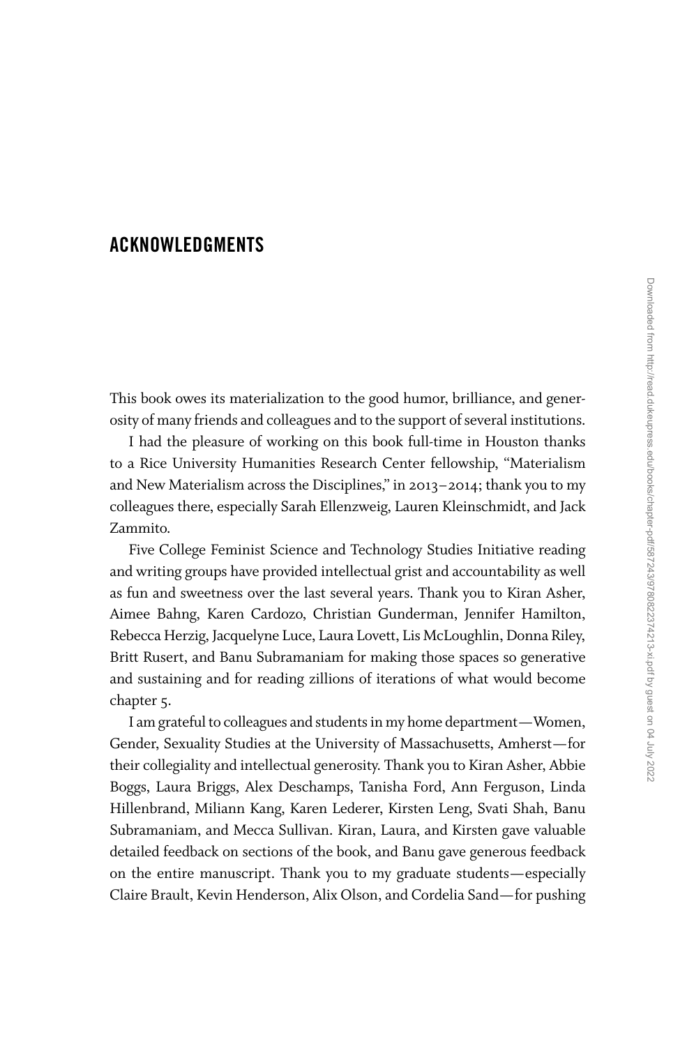# ACKNOWLEDGMENTS

This book owes its materialization to the good humor, brilliance, and generosity of many friends and colleagues and to the support of several institutions.

I had the pleasure of working on this book full-time in Houston thanks to a Rice University Humanities Research Center fellowship, "Materialism and New Materialism across the Disciplines," in 2013–2014; thank you to my colleagues there, especially Sarah Ellenzweig, Lauren Kleinschmidt, and Jack Zammito.

Five College Feminist Science and Technology Studies Initiative reading and writing groups have provided intellectual grist and accountability as well as fun and sweetness over the last several years. Thank you to Kiran Asher, Aimee Bahng, Karen Cardozo, Christian Gunderman, Jennifer Hamilton, Rebecca Herzig, Jacquelyne Luce, Laura Lovett, Lis McLoughlin, Donna Riley, Britt Rusert, and Banu Subramaniam for making those spaces so generative and sustaining and for reading zillions of iterations of what would become chapter 5.

I am grateful to colleagues and students in my home department—Women, Gender, Sexuality Studies at the University of Massachusetts, Amherst—for their collegiality and intellectual generosity. Thank you to Kiran Asher, Abbie Boggs, Laura Briggs, Alex Deschamps, Tanisha Ford, Ann Ferguson, Linda Hillenbrand, Miliann Kang, Karen Lederer, Kirsten Leng, Svati Shah, Banu Subramaniam, and Mecca Sullivan. Kiran, Laura, and Kirsten gave valuable detailed feedback on sections of the book, and Banu gave generous feedback on the entire manuscript. Thank you to my graduate students—especially Claire Brault, Kevin Henderson, Alix Olson, and Cordelia Sand—for pushing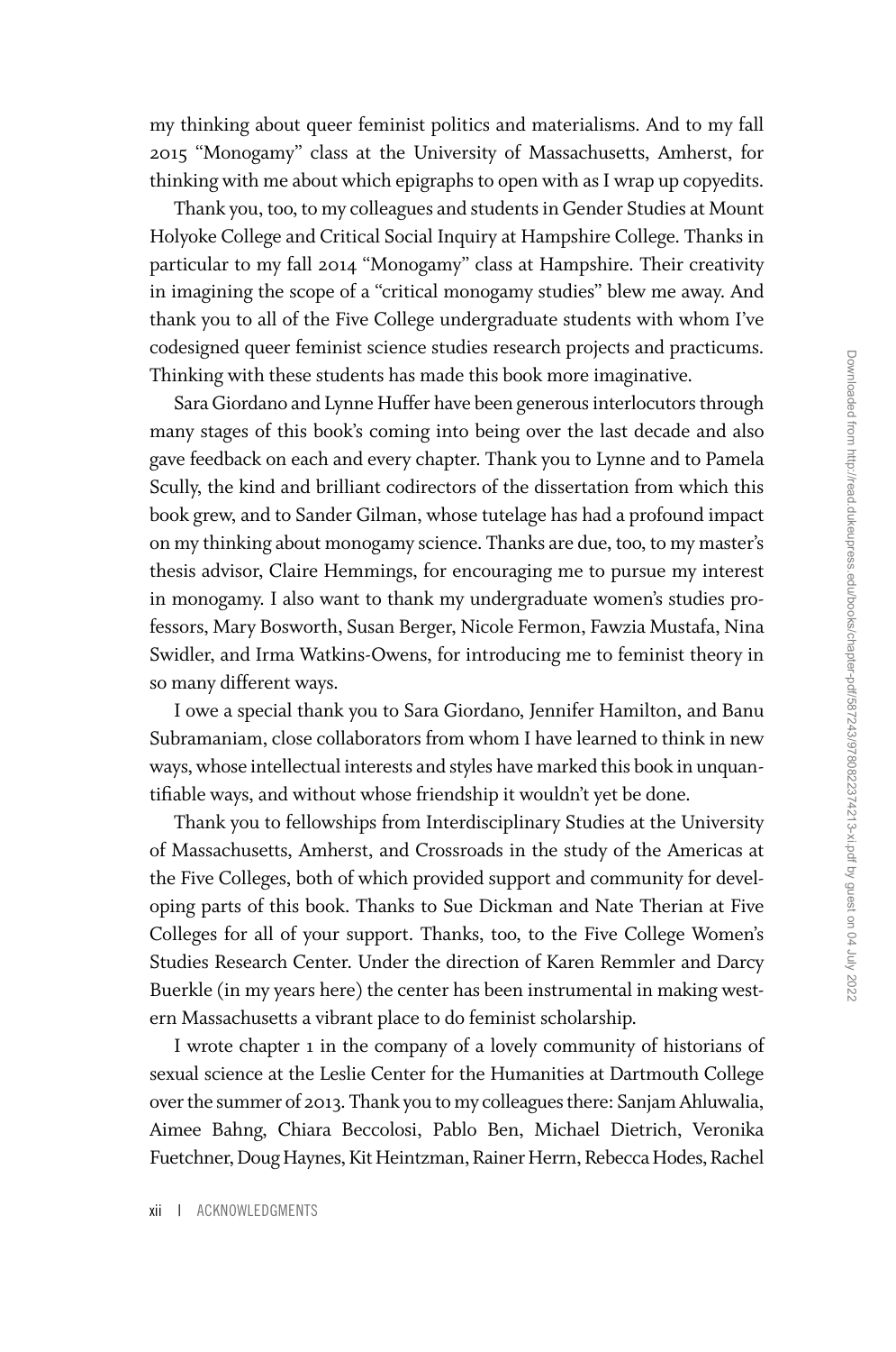my thinking about queer feminist politics and materialisms. And to my fall 2015 "Monogamy" class at the University of Massachusetts, Amherst, for thinking with me about which epigraphs to open with as I wrap up copyedits.

Thank you, too, to my colleagues and students in Gender Studies at Mount Holyoke College and Critical Social Inquiry at Hampshire College. Thanks in particular to my fall 2014 "Monogamy" class at Hampshire. Their creativity in imagining the scope of a "critical monogamy studies" blew me away. And thank you to all of the Five College undergraduate students with whom I've codesigned queer feminist science studies research projects and practicums. Thinking with these students has made this book more imaginative.

Sara Giordano and Lynne Huffer have been generous interlocutors through many stages of this book's coming into being over the last decade and also gave feedback on each and every chapter. Thank you to Lynne and to Pamela Scully, the kind and brilliant codirectors of the dissertation from which this book grew, and to Sander Gilman, whose tutelage has had a profound impact on my thinking about monogamy science. Thanks are due, too, to my master's thesis advisor, Claire Hemmings, for encouraging me to pursue my interest in monogamy. I also want to thank my undergraduate women's studies professors, Mary Bosworth, Susan Berger, Nicole Fermon, Fawzia Mustafa, Nina Swidler, and Irma Watkins-Owens, for introducing me to feminist theory in so many different ways.

I owe a special thank you to Sara Giordano, Jennifer Hamilton, and Banu Subramaniam, close collaborators from whom I have learned to think in new ways, whose intellectual interests and styles have marked this book in unquantifiable ways, and without whose friendship it wouldn't yet be done.

Thank you to fellowships from Interdisciplinary Studies at the University of Massachusetts, Amherst, and Crossroads in the study of the Americas at the Five Colleges, both of which provided support and community for developing parts of this book. Thanks to Sue Dickman and Nate Therian at Five Colleges for all of your support. Thanks, too, to the Five College Women's Studies Research Center. Under the direction of Karen Remmler and Darcy Buerkle (in my years here) the center has been instrumental in making western Massachusetts a vibrant place to do feminist scholarship.

I wrote chapter 1 in the company of a lovely community of historians of sexual science at the Leslie Center for the Humanities at Dartmouth College over the summer of 2013. Thank you to my colleagues there: Sanjam Ahluwalia, Aimee Bahng, Chiara Beccolosi, Pablo Ben, Michael Dietrich, Veronika Fuetchner, Doug Haynes, Kit Heintzman, Rainer Herrn, Rebecca Hodes, Rachel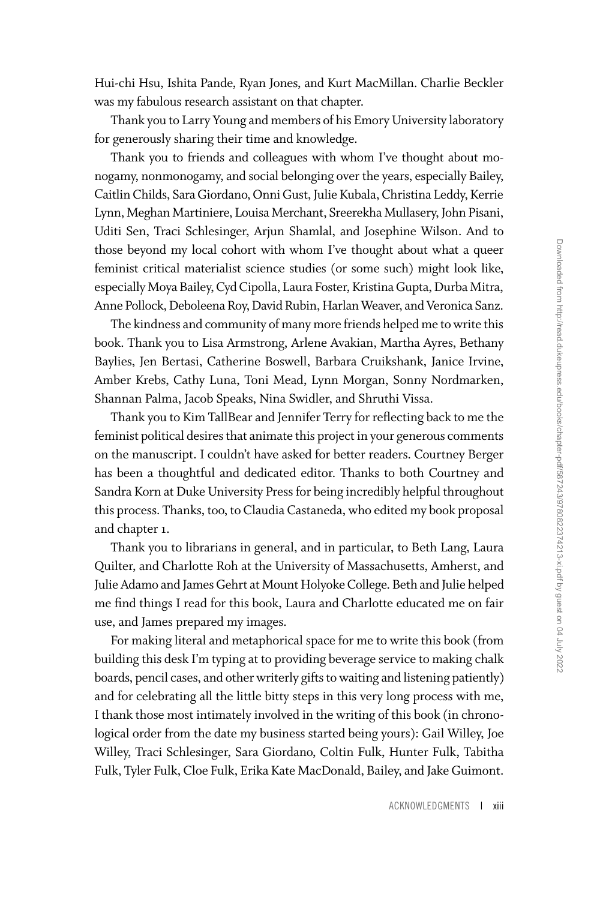Hui-chi Hsu, Ishita Pande, Ryan Jones, and Kurt MacMillan. Charlie Beckler was my fabulous research assistant on that chapter.

Thank you to Larry Young and members of his Emory University laboratory for generously sharing their time and knowledge.

Thank you to friends and colleagues with whom I've thought about monogamy, nonmonogamy, and social belonging over the years, especially Bailey, Caitlin Childs, Sara Giordano, Onni Gust, Julie Kubala, Christina Leddy, Kerrie Lynn, Meghan Martiniere, Louisa Merchant, Sreerekha Mullasery, John Pisani, Uditi Sen, Traci Schlesinger, Arjun Shamlal, and Josephine Wilson. And to those beyond my local cohort with whom I've thought about what a queer feminist critical materialist science studies (or some such) might look like, especially Moya Bailey, Cyd Cipolla, Laura Foster, Kristina Gupta, Durba Mitra, Anne Pollock, Deboleena Roy, David Rubin, Harlan Weaver, and Veronica Sanz.

The kindness and community of many more friends helped me to write this book. Thank you to Lisa Armstrong, Arlene Avakian, Martha Ayres, Bethany Baylies, Jen Bertasi, Catherine Boswell, Barbara Cruikshank, Janice Irvine, Amber Krebs, Cathy Luna, Toni Mead, Lynn Morgan, Sonny Nordmarken, Shannan Palma, Jacob Speaks, Nina Swidler, and Shruthi Vissa.

Thank you to Kim TallBear and Jennifer Terry for reflecting back to me the feminist political desires that animate this project in your generous comments on the manuscript. I couldn't have asked for better readers. Courtney Berger has been a thoughtful and dedicated editor. Thanks to both Courtney and Sandra Korn at Duke University Press for being incredibly helpful throughout this process. Thanks, too, to Claudia Castaneda, who edited my book proposal and chapter 1.

Thank you to librarians in general, and in particular, to Beth Lang, Laura Quilter, and Charlotte Roh at the University of Massachusetts, Amherst, and Julie Adamo and James Gehrt at Mount Holyoke College. Beth and Julie helped me find things I read for this book, Laura and Charlotte educated me on fair use, and James prepared my images.

For making literal and metaphorical space for me to write this book (from building this desk I'm typing at to providing beverage service to making chalk boards, pencil cases, and other writerly gifts to waiting and listening patiently) and for celebrating all the little bitty steps in this very long process with me, I thank those most intimately involved in the writing of this book (in chronological order from the date my business started being yours): Gail Willey, Joe Willey, Traci Schlesinger, Sara Giordano, Coltin Fulk, Hunter Fulk, Tabitha Fulk, Tyler Fulk, Cloe Fulk, Erika Kate MacDonald, Bailey, and Jake Guimont.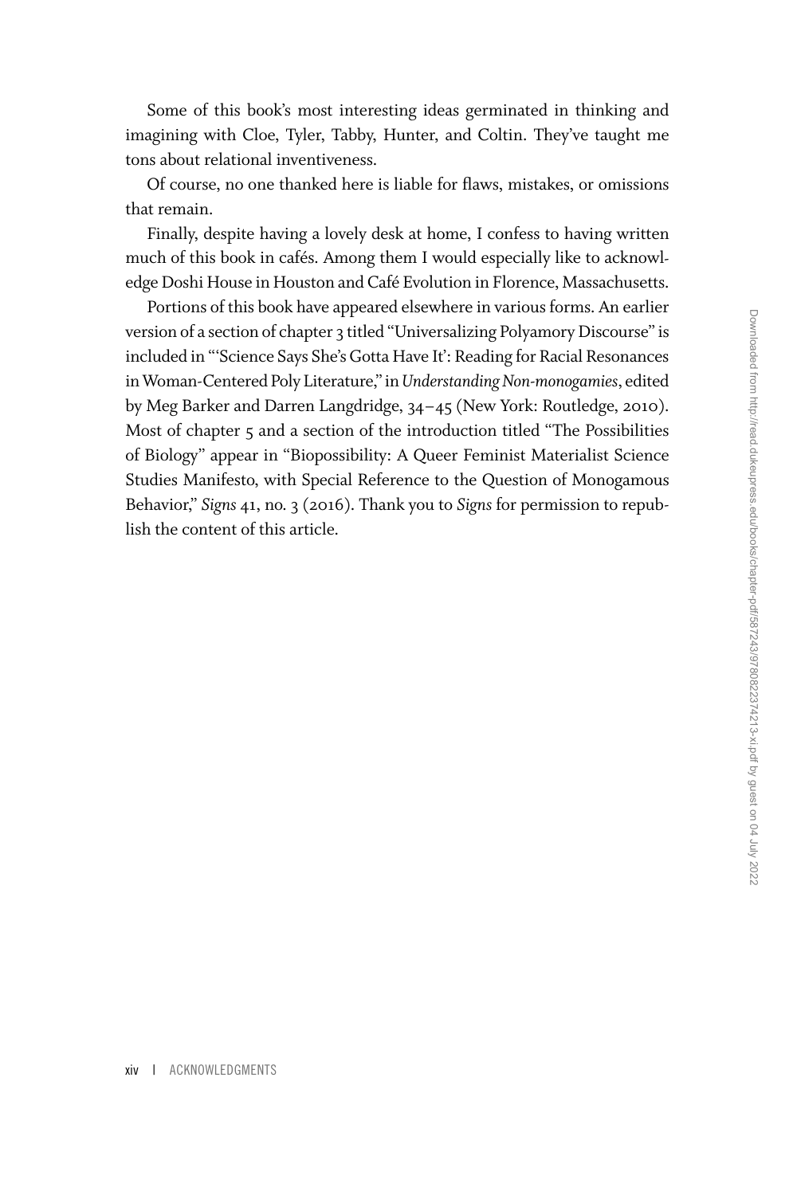Some of this book's most interesting ideas germinated in thinking and imagining with Cloe, Tyler, Tabby, Hunter, and Coltin. They've taught me tons about relational inventiveness.

Of course, no one thanked here is liable for flaws, mistakes, or omissions that remain.

Finally, despite having a lovely desk at home, I confess to having written much of this book in cafés. Among them I would especially like to acknowledge Doshi House in Houston and Café Evolution in Florence, Massachusetts.

Portions of this book have appeared elsewhere in various forms. An earlier version of a section of chapter 3 titled "Universalizing Polyamory Discourse" is included in "'Science Says She's Gotta Have It': Reading for Racial Resonances in Woman-Centered Poly Literature," in *Understanding Non-monogamies*, edited by Meg Barker and Darren Langdridge, 34–45 (New York: Routledge, 2010). Most of chapter 5 and a section of the introduction titled "The Possibilities of Biology" appear in "Biopossibility: A Queer Feminist Materialist Science Studies Manifesto, with Special Reference to the Question of Monogamous Behavior," *Signs* 41, no. 3 (2016). Thank you to *Signs* for permission to republish the content of this article.